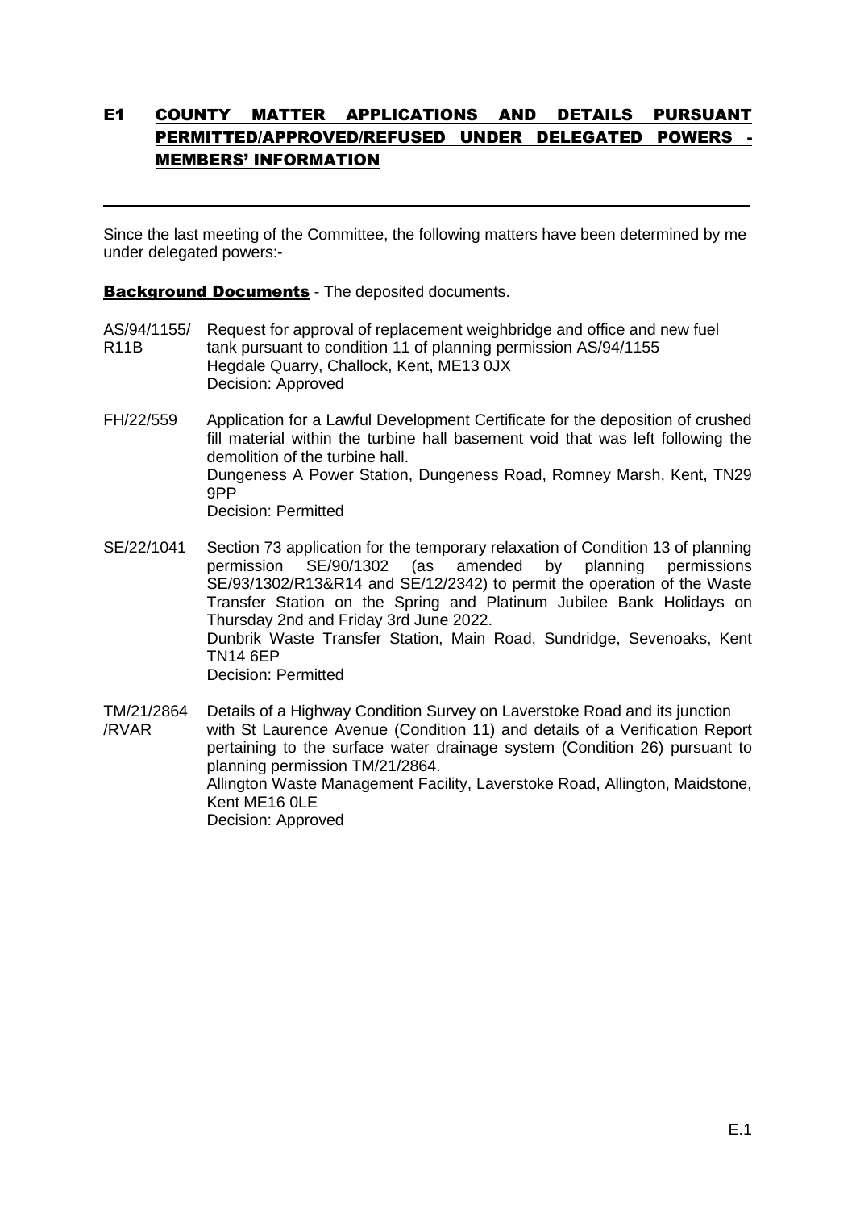# E1 COUNTY MATTER APPLICATIONS AND DETAILS PURSUANT PERMITTED/APPROVED/REFUSED UNDER DELEGATED POWERS - MEMBERS' INFORMATION

---

Since the last meeting of the Committee, the following matters have been determined by me under delegated powers:-

**Background Documents** - The deposited documents.

**AS/94/1155/R11B**
Request for approval of replacement weighbridge and office and new fuel tank pursuant to condition 11 of planning permission AS/94/1155
Hegdale Quarry, Challock, Kent, ME13 0JX
Decision: Approved

**FH/22/559**
Application for a Lawful Development Certificate for the deposition of crushed fill material within the turbine hall basement void that was left following the demolition of the turbine hall.
Dungeness A Power Station, Dungeness Road, Romney Marsh, Kent, TN29 9PP
Decision: Permitted

**SE/22/1041**
Section 73 application for the temporary relaxation of Condition 13 of planning permission SE/90/1302 (as amended by planning permissions SE/93/1302/R13&R14 and SE/12/2342) to permit the operation of the Waste Transfer Station on the Spring and Platinum Jubilee Bank Holidays on Thursday 2nd and Friday 3rd June 2022.
Dunbrik Waste Transfer Station, Main Road, Sundridge, Sevenoaks, Kent TN14 6EP
Decision: Permitted

**TM/21/2864/RVAR**
Details of a Highway Condition Survey on Laverstoke Road and its junction with St Laurence Avenue (Condition 11) and details of a Verification Report pertaining to the surface water drainage system (Condition 26) pursuant to planning permission TM/21/2864.
Allington Waste Management Facility, Laverstoke Road, Allington, Maidstone, Kent ME16 0LE
Decision: Approved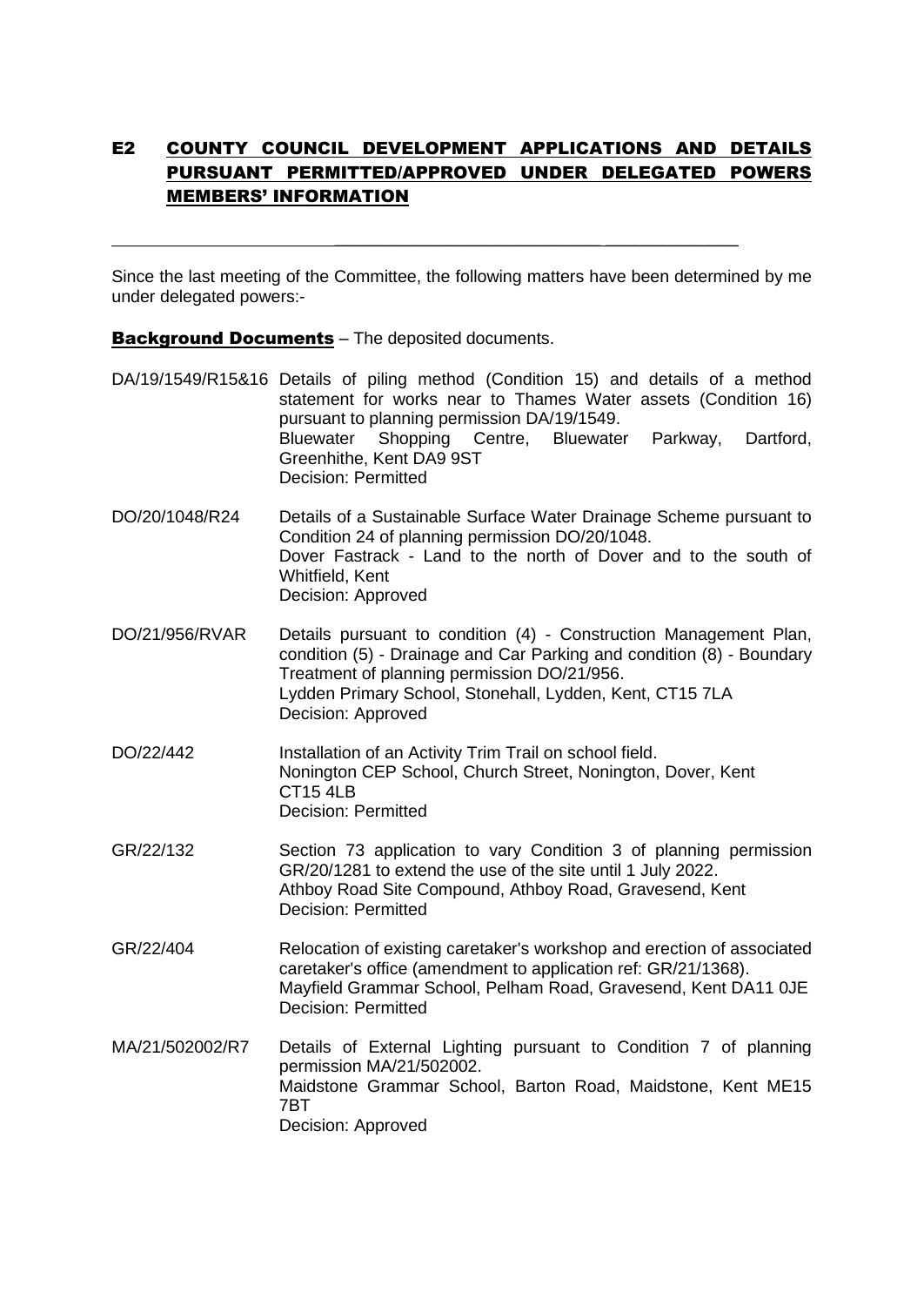## E2 COUNTY COUNCIL DEVELOPMENT APPLICATIONS AND DETAILS PURSUANT PERMITTED/APPROVED UNDER DELEGATED POWERS MEMBERS' INFORMATION

Since the last meeting of the Committee, the following matters have been determined by me under delegated powers:-

**Background Documents** – The deposited documents.

DA/19/1549/R15&16 Details of piling method (Condition 15) and details of a method statement for works near to Thames Water assets (Condition 16) pursuant to planning permission DA/19/1549.
Bluewater Shopping Centre, Bluewater Parkway, Dartford, Greenhithe, Kent DA9 9ST
Decision: Permitted

DO/20/1048/R24 Details of a Sustainable Surface Water Drainage Scheme pursuant to Condition 24 of planning permission DO/20/1048.
Dover Fastrack - Land to the north of Dover and to the south of Whitfield, Kent
Decision: Approved

DO/21/956/RVAR Details pursuant to condition (4) - Construction Management Plan, condition (5) - Drainage and Car Parking and condition (8) - Boundary Treatment of planning permission DO/21/956.
Lydden Primary School, Stonehall, Lydden, Kent, CT15 7LA
Decision: Approved

DO/22/442 Installation of an Activity Trim Trail on school field.
Nonington CEP School, Church Street, Nonington, Dover, Kent CT15 4LB
Decision: Permitted

GR/22/132 Section 73 application to vary Condition 3 of planning permission GR/20/1281 to extend the use of the site until 1 July 2022.
Athboy Road Site Compound, Athboy Road, Gravesend, Kent
Decision: Permitted

GR/22/404 Relocation of existing caretaker's workshop and erection of associated caretaker's office (amendment to application ref: GR/21/1368).
Mayfield Grammar School, Pelham Road, Gravesend, Kent DA11 0JE
Decision: Permitted

MA/21/502002/R7 Details of External Lighting pursuant to Condition 7 of planning permission MA/21/502002.
Maidstone Grammar School, Barton Road, Maidstone, Kent ME15 7BT
Decision: Approved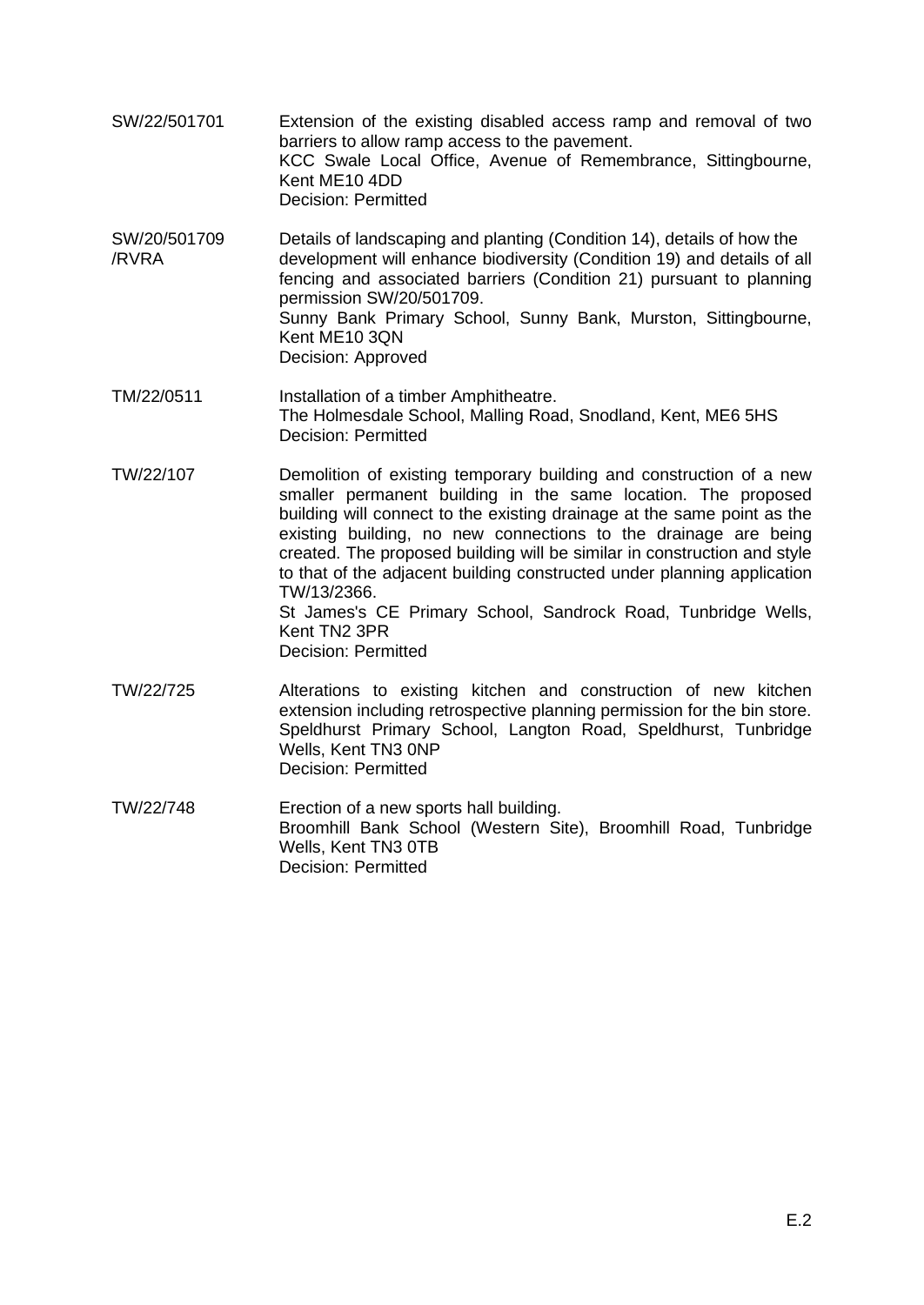| | |
|---|---|
| SW/22/501701 | Extension of the existing disabled access ramp and removal of two barriers to allow ramp access to the pavement.<br>KCC Swale Local Office, Avenue of Remembrance, Sittingbourne, Kent ME10 4DD<br>Decision: Permitted |
| SW/20/501709 /RVRA | Details of landscaping and planting (Condition 14), details of how the development will enhance biodiversity (Condition 19) and details of all fencing and associated barriers (Condition 21) pursuant to planning permission SW/20/501709.<br>Sunny Bank Primary School, Sunny Bank, Murston, Sittingbourne, Kent ME10 3QN<br>Decision: Approved |
| TM/22/0511 | Installation of a timber Amphitheatre.<br>The Holmesdale School, Malling Road, Snodland, Kent, ME6 5HS<br>Decision: Permitted |
| TW/22/107 | Demolition of existing temporary building and construction of a new smaller permanent building in the same location. The proposed building will connect to the existing drainage at the same point as the existing building, no new connections to the drainage are being created. The proposed building will be similar in construction and style to that of the adjacent building constructed under planning application TW/13/2366.<br>St James's CE Primary School, Sandrock Road, Tunbridge Wells, Kent TN2 3PR<br>Decision: Permitted |
| TW/22/725 | Alterations to existing kitchen and construction of new kitchen extension including retrospective planning permission for the bin store.<br>Speldhurst Primary School, Langton Road, Speldhurst, Tunbridge Wells, Kent TN3 0NP<br>Decision: Permitted |
| TW/22/748 | Erection of a new sports hall building.<br>Broomhill Bank School (Western Site), Broomhill Road, Tunbridge Wells, Kent TN3 0TB<br>Decision: Permitted |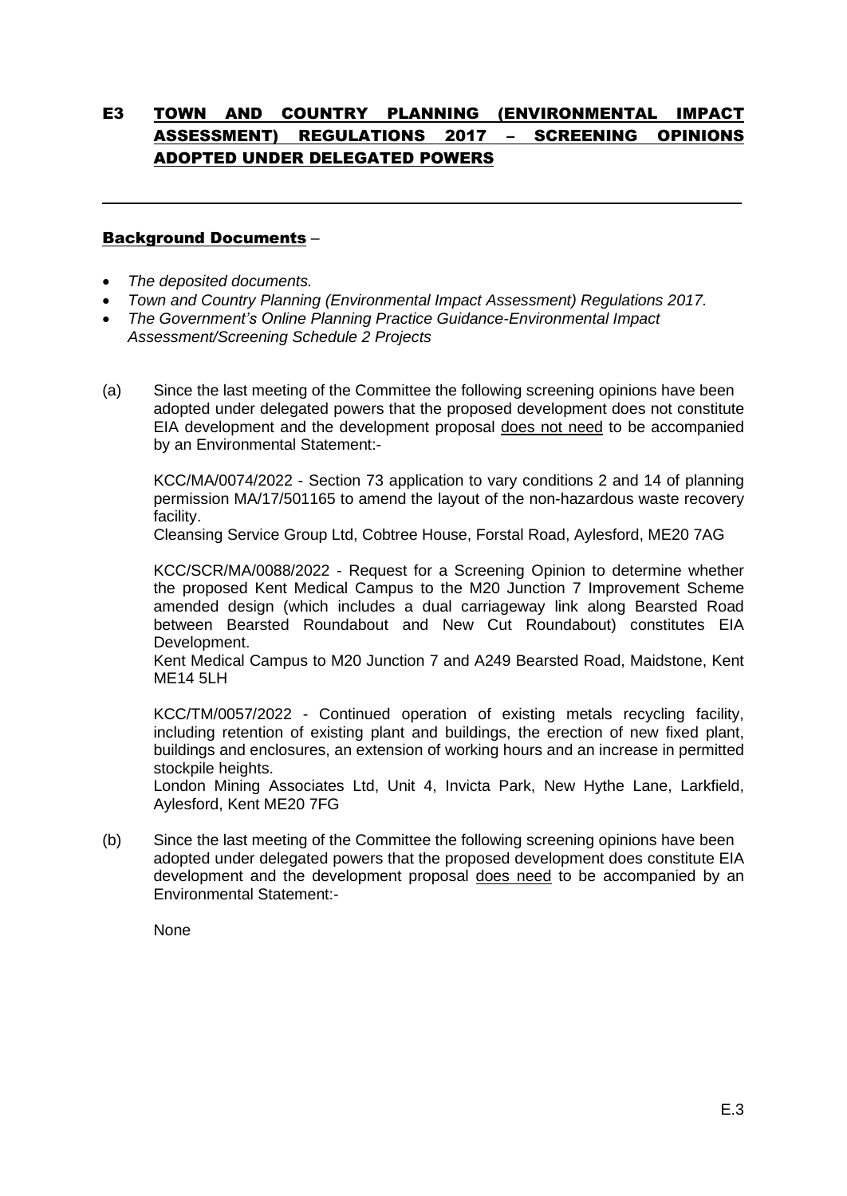# E3 TOWN AND COUNTRY PLANNING (ENVIRONMENTAL IMPACT ASSESSMENT) REGULATIONS 2017 – SCREENING OPINIONS ADOPTED UNDER DELEGATED POWERS

---

**Background Documents** –

- *The deposited documents.*
- *Town and Country Planning (Environmental Impact Assessment) Regulations 2017.*
- *The Government's Online Planning Practice Guidance-Environmental Impact Assessment/Screening Schedule 2 Projects*

(a) Since the last meeting of the Committee the following screening opinions have been adopted under delegated powers that the proposed development does not constitute EIA development and the development proposal does not need to be accompanied by an Environmental Statement:-

KCC/MA/0074/2022 - Section 73 application to vary conditions 2 and 14 of planning permission MA/17/501165 to amend the layout of the non-hazardous waste recovery facility.
Cleansing Service Group Ltd, Cobtree House, Forstal Road, Aylesford, ME20 7AG

KCC/SCR/MA/0088/2022 - Request for a Screening Opinion to determine whether the proposed Kent Medical Campus to the M20 Junction 7 Improvement Scheme amended design (which includes a dual carriageway link along Bearsted Road between Bearsted Roundabout and New Cut Roundabout) constitutes EIA Development.
Kent Medical Campus to M20 Junction 7 and A249 Bearsted Road, Maidstone, Kent ME14 5LH

KCC/TM/0057/2022 - Continued operation of existing metals recycling facility, including retention of existing plant and buildings, the erection of new fixed plant, buildings and enclosures, an extension of working hours and an increase in permitted stockpile heights.
London Mining Associates Ltd, Unit 4, Invicta Park, New Hythe Lane, Larkfield, Aylesford, Kent ME20 7FG

(b) Since the last meeting of the Committee the following screening opinions have been adopted under delegated powers that the proposed development does constitute EIA development and the development proposal does need to be accompanied by an Environmental Statement:-

None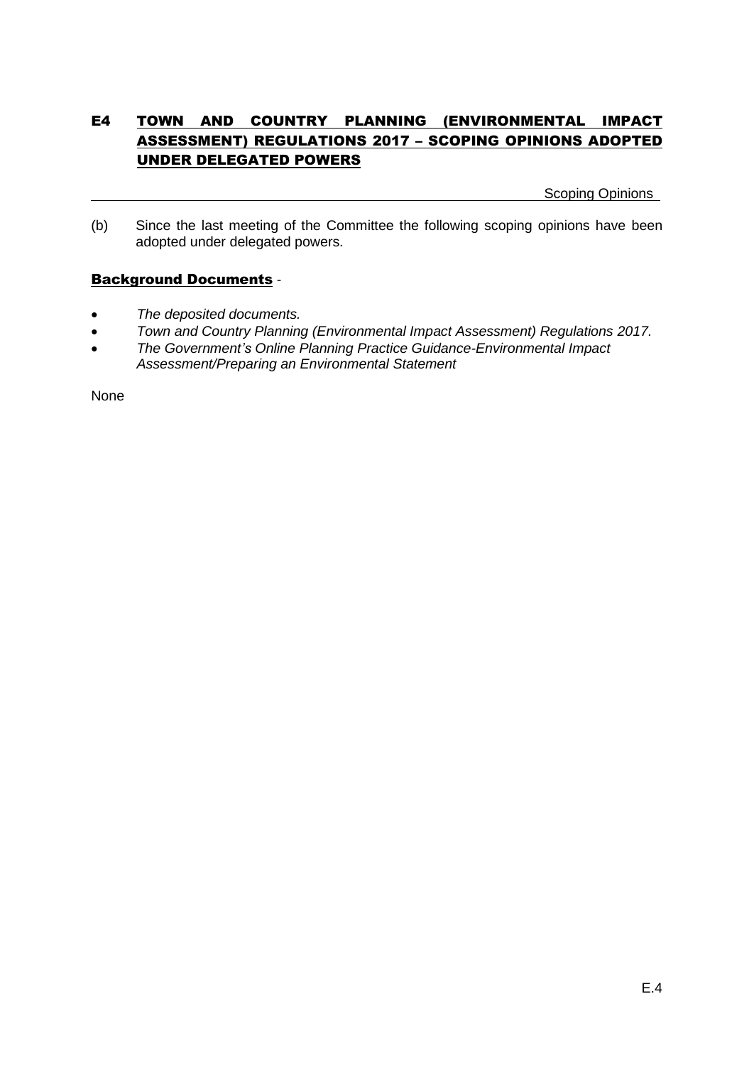## E4 TOWN AND COUNTRY PLANNING (ENVIRONMENTAL IMPACT ASSESSMENT) REGULATIONS 2017 – SCOPING OPINIONS ADOPTED UNDER DELEGATED POWERS

Scoping Opinions

(b) Since the last meeting of the Committee the following scoping opinions have been adopted under delegated powers.

**Background Documents** -

- *The deposited documents.*
- *Town and Country Planning (Environmental Impact Assessment) Regulations 2017.*
- *The Government's Online Planning Practice Guidance-Environmental Impact Assessment/Preparing an Environmental Statement*

None